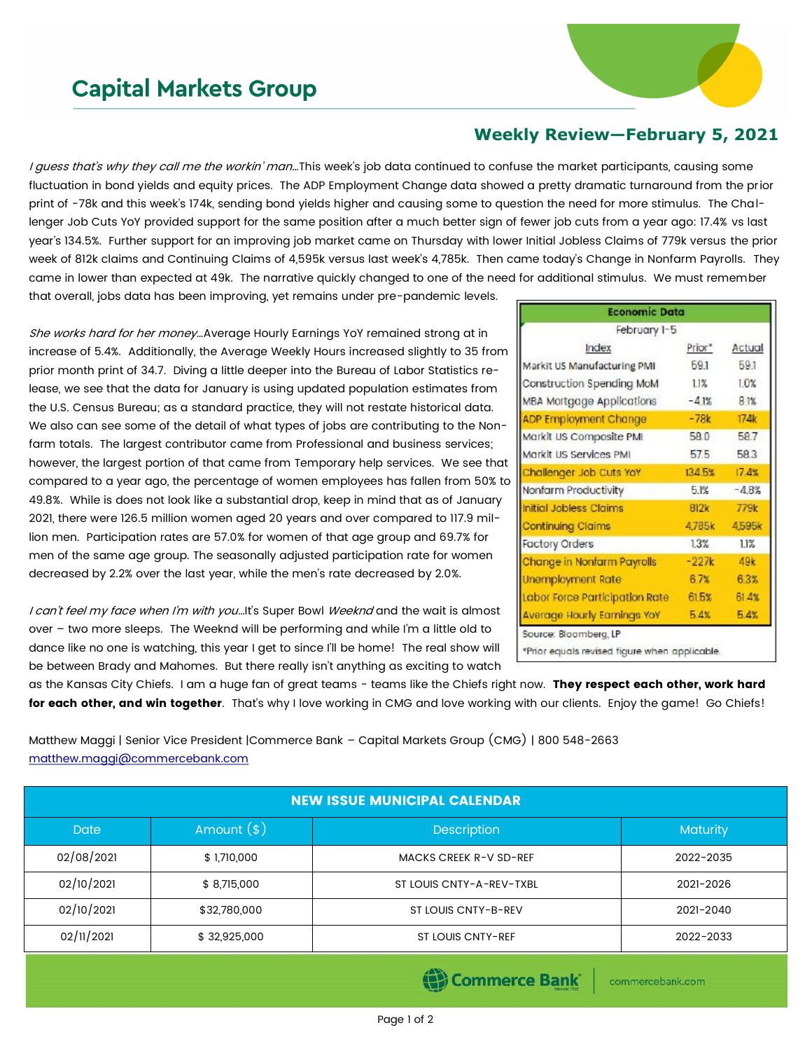# Capital Markets Group

## Weekly Review—February 5, 2021

*I guess that's why they call me the workin' man…*This week's job data continued to confuse the market participants, causing some fluctuation in bond yields and equity prices. The ADP Employment Change data showed a pretty dramatic turnaround from the prior print of -78k and this week's 174k, sending bond yields higher and causing some to question the need for more stimulus. The Challenger Job Cuts YoY provided support for the same position after a much better sign of fewer job cuts from a year ago: 17.4% vs last year's 134.5%. Further support for an improving job market came on Thursday with lower Initial Jobless Claims of 779k versus the prior week of 812k claims and Continuing Claims of 4,595k versus last week's 4,785k. Then came today's Change in Nonfarm Payrolls. They came in lower than expected at 49k. The narrative quickly changed to one of the need for additional stimulus. We must remember that overall, jobs data has been improving, yet remains under pre-pandemic levels.

*She works hard for her money…*Average Hourly Earnings YoY remained strong at in increase of 5.4%. Additionally, the Average Weekly Hours increased slightly to 35 from prior month print of 34.7. Diving a little deeper into the Bureau of Labor Statistics release, we see that the data for January is using updated population estimates from the U.S. Census Bureau; as a standard practice, they will not restate historical data. We also can see some of the detail of what types of jobs are contributing to the Nonfarm totals. The largest contributor came from Professional and business services; however, the largest portion of that came from Temporary help services. We see that compared to a year ago, the percentage of women employees has fallen from 50% to 49.8%. While is does not look like a substantial drop, keep in mind that as of January 2021, there were 126.5 million women aged 20 years and over compared to 117.9 million men. Participation rates are 57.0% for women of that age group and 69.7% for men of the same age group. The seasonally adjusted participation rate for women decreased by 2.2% over the last year, while the men's rate decreased by 2.0%.

| Economic Data<br>February 1-5 | | |
|---|---|---|
| Index | Prior* | Actual |
| Markit US Manufacturing PMI | 59.1 | 59.1 |
| Construction Spending MoM | 1.1% | 1.0% |
| MBA Mortgage Applications | -4.1% | 8.1% |
| ADP Employment Change | -78k | 174k |
| Markit US Composite PMI | 58.0 | 58.7 |
| Markit US Services PMI | 57.5 | 58.3 |
| Challenger Job Cuts YoY | 134.5% | 17.4% |
| Nonfarm Productivity | 5.1% | -4.8% |
| Initial Jobless Claims | 812k | 779k |
| Continuing Claims | 4,785k | 4,595k |
| Factory Orders | 1.3% | 1.1% |
| Change in Nonfarm Payrolls | -227k | 49k |
| Unemployment Rate | 6.7% | 6.3% |
| Labor Force Participation Rate | 61.5% | 61.4% |
| Average Hourly Earnings YoY | 5.4% | 5.4% |

Source: Bloomberg, LP

*Prior equals revised figure when applicable.

*I can't feel my face when I'm with you…*It's Super Bowl *Weeknd* and the wait is almost over – two more sleeps. The Weeknd will be performing and while I'm a little old to dance like no one is watching, this year I get to since I'll be home! The real show will be between Brady and Mahomes. But there really isn't anything as exciting to watch as the Kansas City Chiefs. I am a huge fan of great teams - teams like the Chiefs right now. **They respect each other, work hard for each other, and win together**. That's why I love working in CMG and love working with our clients. Enjoy the game! Go Chiefs!

Matthew Maggi | Senior Vice President |Commerce Bank – Capital Markets Group (CMG) | 800 548-2663
matthew.maggi@commercebank.com

| NEW ISSUE MUNICIPAL CALENDAR | | | |
|---|---|---|---|
| Date | Amount ($) | Description | Maturity |
| 02/08/2021 | $ 1,710,000 | MACKS CREEK R-V SD-REF | 2022-2035 |
| 02/10/2021 | $ 8,715,000 | ST LOUIS CNTY-A-REV-TXBL | 2021-2026 |
| 02/10/2021 | $32,780,000 | ST LOUIS CNTY-B-REV | 2021-2040 |
| 02/11/2021 | $ 32,925,000 | ST LOUIS CNTY-REF | 2022-2033 |

Commerce Bank | commercebank.com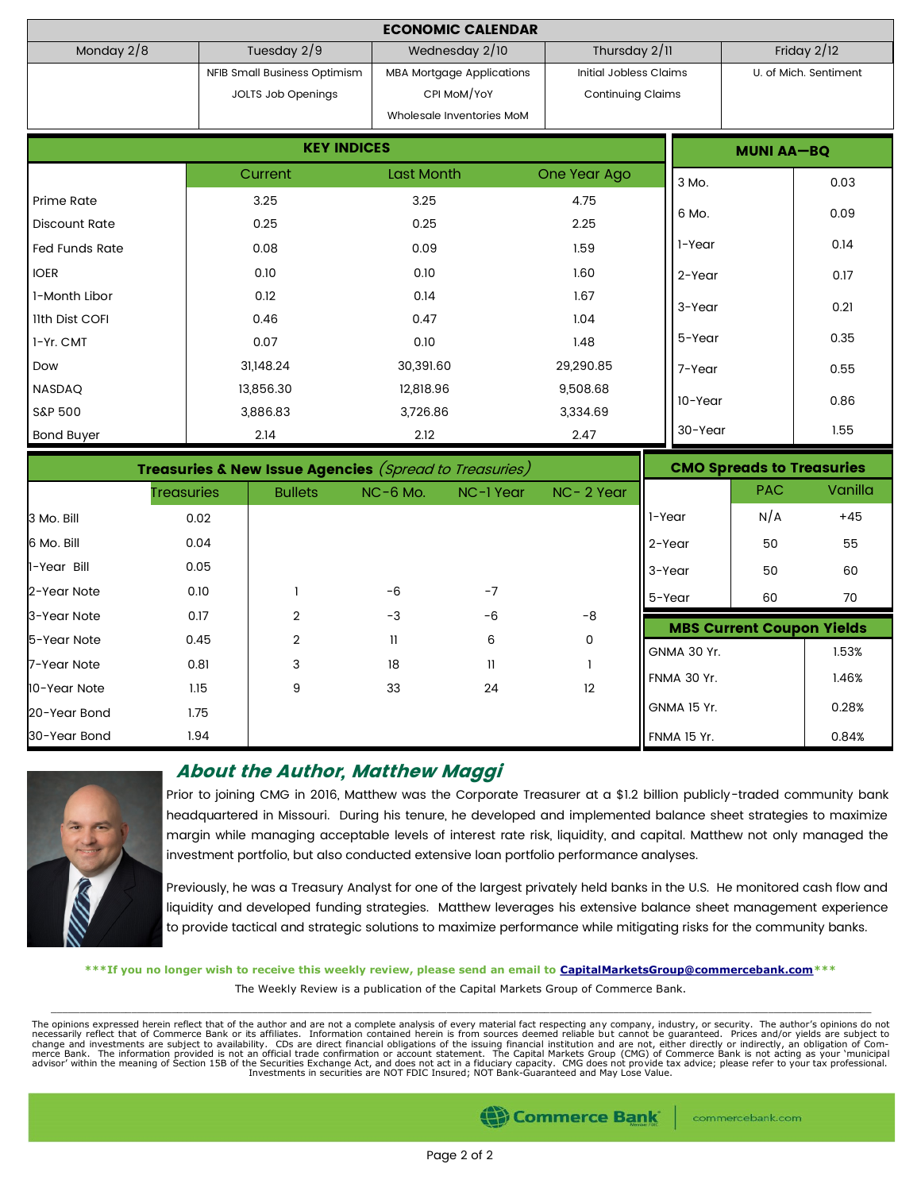## ECONOMIC CALENDAR

| Monday 2/8 | Tuesday 2/9 | Wednesday 2/10 | Thursday 2/11 | Friday 2/12 |
|---|---|---|---|---|
| | NFIB Small Business Optimism | MBA Mortgage Applications | Initial Jobless Claims | U. of Mich. Sentiment |
| | JOLTS Job Openings | CPI MoM/YoY | Continuing Claims | |
| | | Wholesale Inventories MoM | | |

## KEY INDICES

| | Current | Last Month | One Year Ago |
|---|---|---|---|
| Prime Rate | 3.25 | 3.25 | 4.75 |
| Discount Rate | 0.25 | 0.25 | 2.25 |
| Fed Funds Rate | 0.08 | 0.09 | 1.59 |
| IOER | 0.10 | 0.10 | 1.60 |
| 1-Month Libor | 0.12 | 0.14 | 1.67 |
| 11th Dist COFI | 0.46 | 0.47 | 1.04 |
| 1-Yr. CMT | 0.07 | 0.10 | 1.48 |
| Dow | 31,148.24 | 30,391.60 | 29,290.85 |
| NASDAQ | 13,856.30 | 12,818.96 | 9,508.68 |
| S&P 500 | 3,886.83 | 3,726.86 | 3,334.69 |
| Bond Buyer | 2.14 | 2.12 | 2.47 |

## MUNI AA—BQ

| | |
|---|---|
| 3 Mo. | 0.03 |
| 6 Mo. | 0.09 |
| 1-Year | 0.14 |
| 2-Year | 0.17 |
| 3-Year | 0.21 |
| 5-Year | 0.35 |
| 7-Year | 0.55 |
| 10-Year | 0.86 |
| 30-Year | 1.55 |

## Treasuries & New Issue Agencies *(Spread to Treasuries)*

| | Treasuries | Bullets | NC-6 Mo. | NC-1 Year | NC- 2 Year |
|---|---|---|---|---|---|
| 3 Mo. Bill | 0.02 | | | | |
| 6 Mo. Bill | 0.04 | | | | |
| 1-Year Bill | 0.05 | | | | |
| 2-Year Note | 0.10 | 1 | -6 | -7 | |
| 3-Year Note | 0.17 | 2 | -3 | -6 | -8 |
| 5-Year Note | 0.45 | 2 | 11 | 6 | 0 |
| 7-Year Note | 0.81 | 3 | 18 | 11 | 1 |
| 10-Year Note | 1.15 | 9 | 33 | 24 | 12 |
| 20-Year Bond | 1.75 | | | | |
| 30-Year Bond | 1.94 | | | | |

## CMO Spreads to Treasuries

| | PAC | Vanilla |
|---|---|---|
| 1-Year | N/A | +45 |
| 2-Year | 50 | 55 |
| 3-Year | 50 | 60 |
| 5-Year | 60 | 70 |

## MBS Current Coupon Yields

| | |
|---|---|
| GNMA 30 Yr. | 1.53% |
| FNMA 30 Yr. | 1.46% |
| GNMA 15 Yr. | 0.28% |
| FNMA 15 Yr. | 0.84% |

## *About the Author, Matthew Maggi*

Prior to joining CMG in 2016, Matthew was the Corporate Treasurer at a $1.2 billion publicly-traded community bank headquartered in Missouri. During his tenure, he developed and implemented balance sheet strategies to maximize margin while managing acceptable levels of interest rate risk, liquidity, and capital. Matthew not only managed the investment portfolio, but also conducted extensive loan portfolio performance analyses.

Previously, he was a Treasury Analyst for one of the largest privately held banks in the U.S. He monitored cash flow and liquidity and developed funding strategies. Matthew leverages his extensive balance sheet management experience to provide tactical and strategic solutions to maximize performance while mitigating risks for the community banks.

**\*\*\*If you no longer wish to receive this weekly review, please send an email to CapitalMarketsGroup@commercebank.com\*\*\***

The Weekly Review is a publication of the Capital Markets Group of Commerce Bank.

The opinions expressed herein reflect that of the author and are not a complete analysis of every material fact respecting any company, industry, or security. The author's opinions do not necessarily reflect that of Commerce Bank or its affiliates. Information contained herein is from sources deemed reliable but cannot be guaranteed. Prices and/or yields are subject to change and investments are subject to availability. CDs are direct financial obligations of the issuing financial institution and are not, either directly or indirectly, an obligation of Commerce Bank. The information provided is not an official trade confirmation or account statement. The Capital Markets Group (CMG) of Commerce Bank is not acting as your 'municipal advisor' within the meaning of Section 15B of the Securities Exchange Act, and does not act in a fiduciary capacity. CMG does not provide tax advice; please refer to your tax professional. Investments in securities are NOT FDIC Insured; NOT Bank-Guaranteed and May Lose Value.

Commerce Bank | commercebank.com